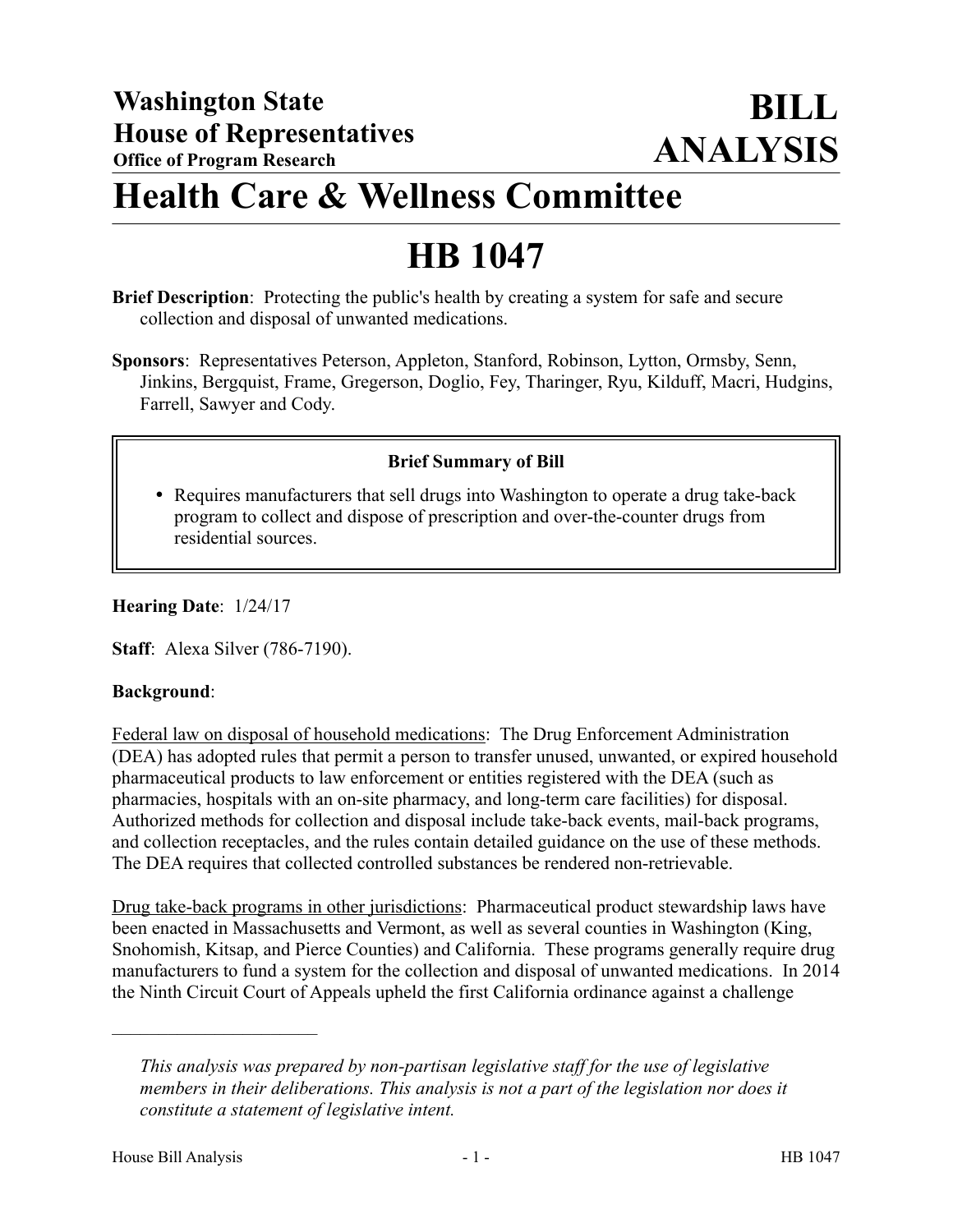**Washington State House of Representatives**
**Office of Program Research**

**BILL ANALYSIS**

# Health Care & Wellness Committee

# HB 1047

**Brief Description**: Protecting the public's health by creating a system for safe and secure collection and disposal of unwanted medications.

**Sponsors**: Representatives Peterson, Appleton, Stanford, Robinson, Lytton, Ormsby, Senn, Jinkins, Bergquist, Frame, Gregerson, Doglio, Fey, Tharinger, Ryu, Kilduff, Macri, Hudgins, Farrell, Sawyer and Cody.

**Brief Summary of Bill**

- Requires manufacturers that sell drugs into Washington to operate a drug take-back program to collect and dispose of prescription and over-the-counter drugs from residential sources.

**Hearing Date**: 1/24/17

**Staff**: Alexa Silver (786-7190).

**Background**:

Federal law on disposal of household medications: The Drug Enforcement Administration (DEA) has adopted rules that permit a person to transfer unused, unwanted, or expired household pharmaceutical products to law enforcement or entities registered with the DEA (such as pharmacies, hospitals with an on-site pharmacy, and long-term care facilities) for disposal. Authorized methods for collection and disposal include take-back events, mail-back programs, and collection receptacles, and the rules contain detailed guidance on the use of these methods. The DEA requires that collected controlled substances be rendered non-retrievable.

Drug take-back programs in other jurisdictions: Pharmaceutical product stewardship laws have been enacted in Massachusetts and Vermont, as well as several counties in Washington (King, Snohomish, Kitsap, and Pierce Counties) and California. These programs generally require drug manufacturers to fund a system for the collection and disposal of unwanted medications. In 2014 the Ninth Circuit Court of Appeals upheld the first California ordinance against a challenge

---

*This analysis was prepared by non-partisan legislative staff for the use of legislative members in their deliberations. This analysis is not a part of the legislation nor does it constitute a statement of legislative intent.*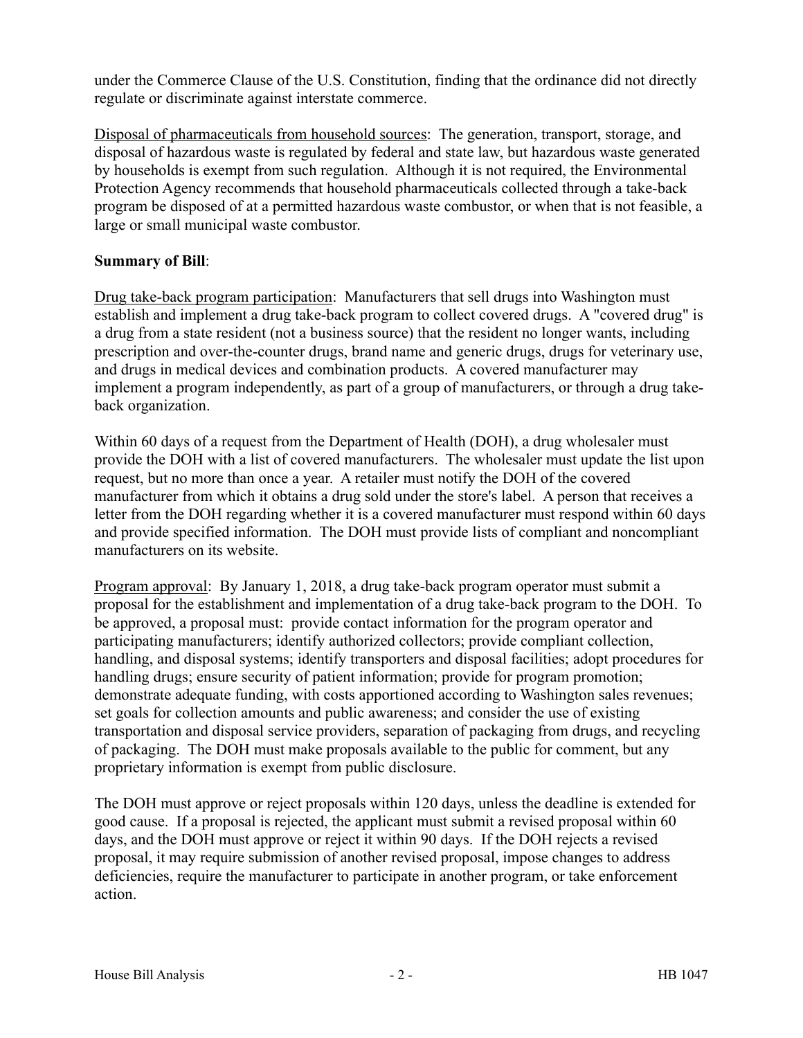under the Commerce Clause of the U.S. Constitution, finding that the ordinance did not directly regulate or discriminate against interstate commerce.

Disposal of pharmaceuticals from household sources: The generation, transport, storage, and disposal of hazardous waste is regulated by federal and state law, but hazardous waste generated by households is exempt from such regulation. Although it is not required, the Environmental Protection Agency recommends that household pharmaceuticals collected through a take-back program be disposed of at a permitted hazardous waste combustor, or when that is not feasible, a large or small municipal waste combustor.

**Summary of Bill**:

Drug take-back program participation: Manufacturers that sell drugs into Washington must establish and implement a drug take-back program to collect covered drugs. A "covered drug" is a drug from a state resident (not a business source) that the resident no longer wants, including prescription and over-the-counter drugs, brand name and generic drugs, drugs for veterinary use, and drugs in medical devices and combination products. A covered manufacturer may implement a program independently, as part of a group of manufacturers, or through a drug take-back organization.

Within 60 days of a request from the Department of Health (DOH), a drug wholesaler must provide the DOH with a list of covered manufacturers. The wholesaler must update the list upon request, but no more than once a year. A retailer must notify the DOH of the covered manufacturer from which it obtains a drug sold under the store's label. A person that receives a letter from the DOH regarding whether it is a covered manufacturer must respond within 60 days and provide specified information. The DOH must provide lists of compliant and noncompliant manufacturers on its website.

Program approval: By January 1, 2018, a drug take-back program operator must submit a proposal for the establishment and implementation of a drug take-back program to the DOH. To be approved, a proposal must: provide contact information for the program operator and participating manufacturers; identify authorized collectors; provide compliant collection, handling, and disposal systems; identify transporters and disposal facilities; adopt procedures for handling drugs; ensure security of patient information; provide for program promotion; demonstrate adequate funding, with costs apportioned according to Washington sales revenues; set goals for collection amounts and public awareness; and consider the use of existing transportation and disposal service providers, separation of packaging from drugs, and recycling of packaging. The DOH must make proposals available to the public for comment, but any proprietary information is exempt from public disclosure.

The DOH must approve or reject proposals within 120 days, unless the deadline is extended for good cause. If a proposal is rejected, the applicant must submit a revised proposal within 60 days, and the DOH must approve or reject it within 90 days. If the DOH rejects a revised proposal, it may require submission of another revised proposal, impose changes to address deficiencies, require the manufacturer to participate in another program, or take enforcement action.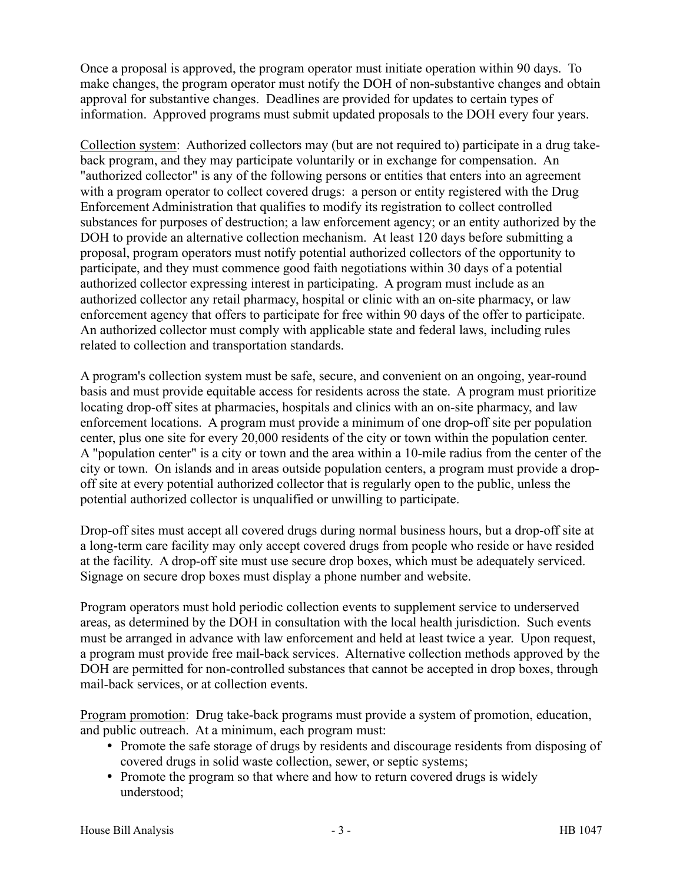Once a proposal is approved, the program operator must initiate operation within 90 days. To make changes, the program operator must notify the DOH of non-substantive changes and obtain approval for substantive changes. Deadlines are provided for updates to certain types of information. Approved programs must submit updated proposals to the DOH every four years.

Collection system: Authorized collectors may (but are not required to) participate in a drug take-back program, and they may participate voluntarily or in exchange for compensation. An "authorized collector" is any of the following persons or entities that enters into an agreement with a program operator to collect covered drugs: a person or entity registered with the Drug Enforcement Administration that qualifies to modify its registration to collect controlled substances for purposes of destruction; a law enforcement agency; or an entity authorized by the DOH to provide an alternative collection mechanism. At least 120 days before submitting a proposal, program operators must notify potential authorized collectors of the opportunity to participate, and they must commence good faith negotiations within 30 days of a potential authorized collector expressing interest in participating. A program must include as an authorized collector any retail pharmacy, hospital or clinic with an on-site pharmacy, or law enforcement agency that offers to participate for free within 90 days of the offer to participate. An authorized collector must comply with applicable state and federal laws, including rules related to collection and transportation standards.

A program's collection system must be safe, secure, and convenient on an ongoing, year-round basis and must provide equitable access for residents across the state. A program must prioritize locating drop-off sites at pharmacies, hospitals and clinics with an on-site pharmacy, and law enforcement locations. A program must provide a minimum of one drop-off site per population center, plus one site for every 20,000 residents of the city or town within the population center. A "population center" is a city or town and the area within a 10-mile radius from the center of the city or town. On islands and in areas outside population centers, a program must provide a drop-off site at every potential authorized collector that is regularly open to the public, unless the potential authorized collector is unqualified or unwilling to participate.

Drop-off sites must accept all covered drugs during normal business hours, but a drop-off site at a long-term care facility may only accept covered drugs from people who reside or have resided at the facility. A drop-off site must use secure drop boxes, which must be adequately serviced. Signage on secure drop boxes must display a phone number and website.

Program operators must hold periodic collection events to supplement service to underserved areas, as determined by the DOH in consultation with the local health jurisdiction. Such events must be arranged in advance with law enforcement and held at least twice a year. Upon request, a program must provide free mail-back services. Alternative collection methods approved by the DOH are permitted for non-controlled substances that cannot be accepted in drop boxes, through mail-back services, or at collection events.

Program promotion: Drug take-back programs must provide a system of promotion, education, and public outreach. At a minimum, each program must:

- Promote the safe storage of drugs by residents and discourage residents from disposing of covered drugs in solid waste collection, sewer, or septic systems;
- Promote the program so that where and how to return covered drugs is widely understood;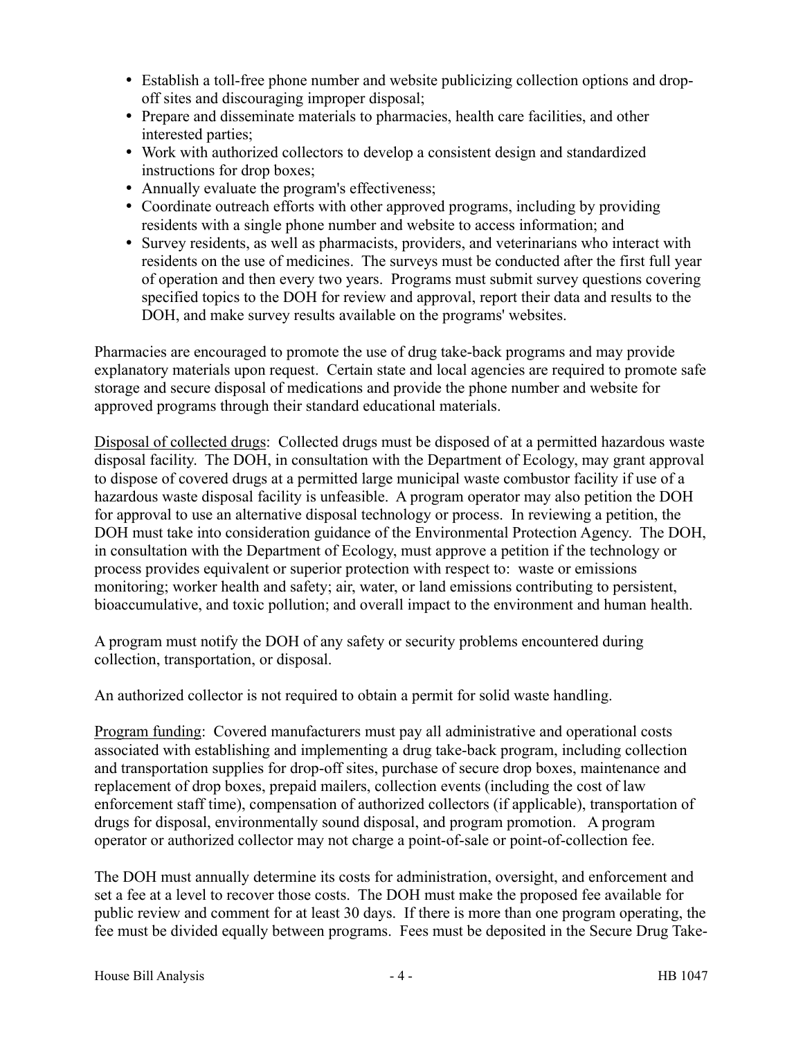- Establish a toll-free phone number and website publicizing collection options and drop-off sites and discouraging improper disposal;
- Prepare and disseminate materials to pharmacies, health care facilities, and other interested parties;
- Work with authorized collectors to develop a consistent design and standardized instructions for drop boxes;
- Annually evaluate the program's effectiveness;
- Coordinate outreach efforts with other approved programs, including by providing residents with a single phone number and website to access information; and
- Survey residents, as well as pharmacists, providers, and veterinarians who interact with residents on the use of medicines. The surveys must be conducted after the first full year of operation and then every two years. Programs must submit survey questions covering specified topics to the DOH for review and approval, report their data and results to the DOH, and make survey results available on the programs' websites.

Pharmacies are encouraged to promote the use of drug take-back programs and may provide explanatory materials upon request. Certain state and local agencies are required to promote safe storage and secure disposal of medications and provide the phone number and website for approved programs through their standard educational materials.

Disposal of collected drugs: Collected drugs must be disposed of at a permitted hazardous waste disposal facility. The DOH, in consultation with the Department of Ecology, may grant approval to dispose of covered drugs at a permitted large municipal waste combustor facility if use of a hazardous waste disposal facility is unfeasible. A program operator may also petition the DOH for approval to use an alternative disposal technology or process. In reviewing a petition, the DOH must take into consideration guidance of the Environmental Protection Agency. The DOH, in consultation with the Department of Ecology, must approve a petition if the technology or process provides equivalent or superior protection with respect to: waste or emissions monitoring; worker health and safety; air, water, or land emissions contributing to persistent, bioaccumulative, and toxic pollution; and overall impact to the environment and human health.

A program must notify the DOH of any safety or security problems encountered during collection, transportation, or disposal.

An authorized collector is not required to obtain a permit for solid waste handling.

Program funding: Covered manufacturers must pay all administrative and operational costs associated with establishing and implementing a drug take-back program, including collection and transportation supplies for drop-off sites, purchase of secure drop boxes, maintenance and replacement of drop boxes, prepaid mailers, collection events (including the cost of law enforcement staff time), compensation of authorized collectors (if applicable), transportation of drugs for disposal, environmentally sound disposal, and program promotion. A program operator or authorized collector may not charge a point-of-sale or point-of-collection fee.

The DOH must annually determine its costs for administration, oversight, and enforcement and set a fee at a level to recover those costs. The DOH must make the proposed fee available for public review and comment for at least 30 days. If there is more than one program operating, the fee must be divided equally between programs. Fees must be deposited in the Secure Drug Take-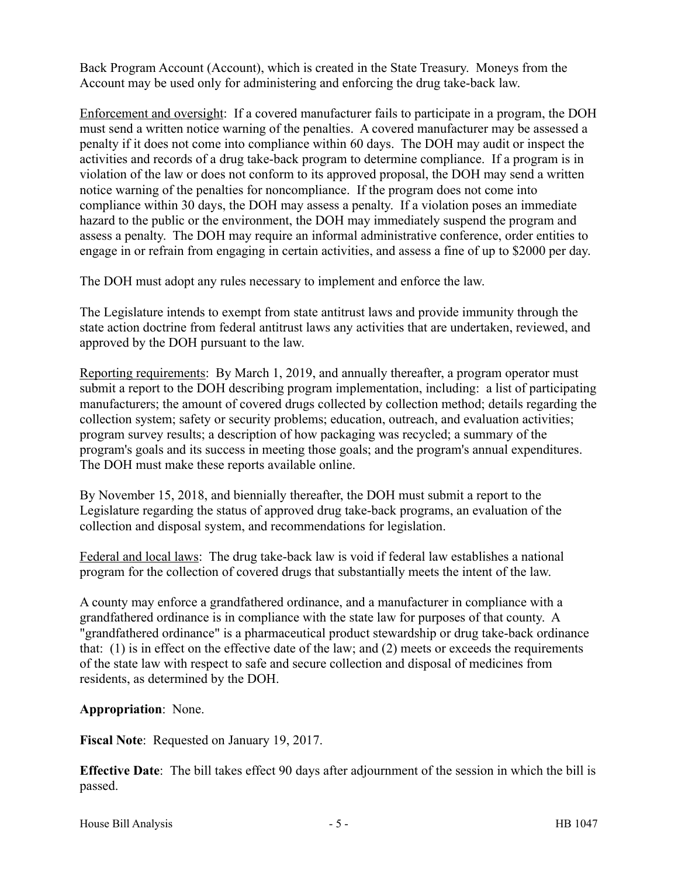Back Program Account (Account), which is created in the State Treasury. Moneys from the Account may be used only for administering and enforcing the drug take-back law.

<u>Enforcement and oversight</u>: If a covered manufacturer fails to participate in a program, the DOH must send a written notice warning of the penalties. A covered manufacturer may be assessed a penalty if it does not come into compliance within 60 days. The DOH may audit or inspect the activities and records of a drug take-back program to determine compliance. If a program is in violation of the law or does not conform to its approved proposal, the DOH may send a written notice warning of the penalties for noncompliance. If the program does not come into compliance within 30 days, the DOH may assess a penalty. If a violation poses an immediate hazard to the public or the environment, the DOH may immediately suspend the program and assess a penalty. The DOH may require an informal administrative conference, order entities to engage in or refrain from engaging in certain activities, and assess a fine of up to $2000 per day.

The DOH must adopt any rules necessary to implement and enforce the law.

The Legislature intends to exempt from state antitrust laws and provide immunity through the state action doctrine from federal antitrust laws any activities that are undertaken, reviewed, and approved by the DOH pursuant to the law.

<u>Reporting requirements</u>: By March 1, 2019, and annually thereafter, a program operator must submit a report to the DOH describing program implementation, including: a list of participating manufacturers; the amount of covered drugs collected by collection method; details regarding the collection system; safety or security problems; education, outreach, and evaluation activities; program survey results; a description of how packaging was recycled; a summary of the program's goals and its success in meeting those goals; and the program's annual expenditures. The DOH must make these reports available online.

By November 15, 2018, and biennially thereafter, the DOH must submit a report to the Legislature regarding the status of approved drug take-back programs, an evaluation of the collection and disposal system, and recommendations for legislation.

<u>Federal and local laws</u>: The drug take-back law is void if federal law establishes a national program for the collection of covered drugs that substantially meets the intent of the law.

A county may enforce a grandfathered ordinance, and a manufacturer in compliance with a grandfathered ordinance is in compliance with the state law for purposes of that county. A "grandfathered ordinance" is a pharmaceutical product stewardship or drug take-back ordinance that: (1) is in effect on the effective date of the law; and (2) meets or exceeds the requirements of the state law with respect to safe and secure collection and disposal of medicines from residents, as determined by the DOH.

**Appropriation**: None.

**Fiscal Note**: Requested on January 19, 2017.

**Effective Date**: The bill takes effect 90 days after adjournment of the session in which the bill is passed.